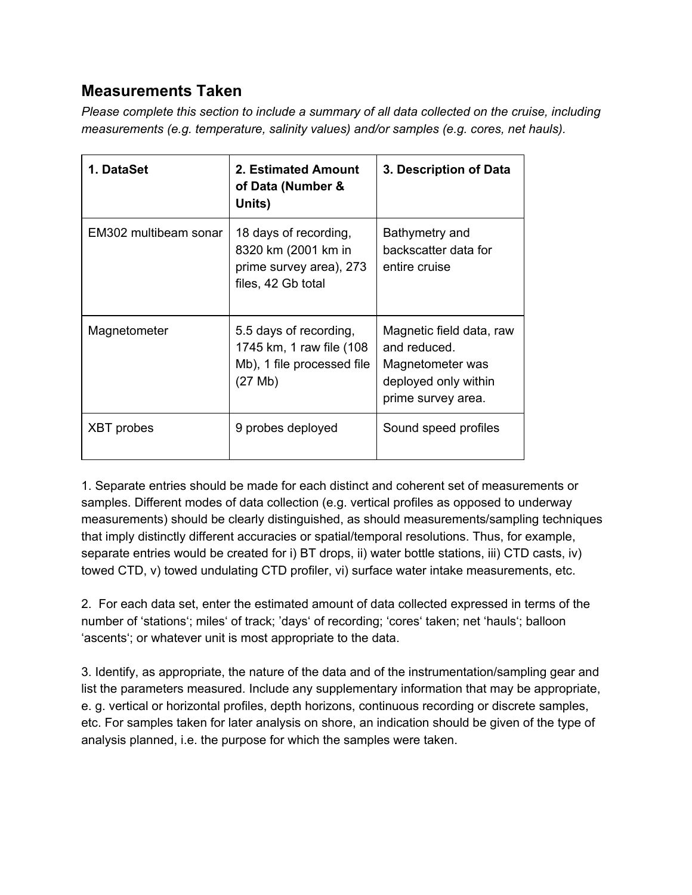## Measurements Taken

*Please complete this section to include a summary of all data collected on the cruise, including measurements (e.g. temperature, salinity values) and/or samples (e.g. cores, net hauls).*

| 1. DataSet | 2. Estimated Amount of Data (Number & Units) | 3. Description of Data |
|---|---|---|
| EM302 multibeam sonar | 18 days of recording, 8320 km (2001 km in prime survey area), 273 files, 42 Gb total | Bathymetry and backscatter data for entire cruise |
| Magnetometer | 5.5 days of recording, 1745 km, 1 raw file (108 Mb), 1 file processed file (27 Mb) | Magnetic field data, raw and reduced. Magnetometer was deployed only within prime survey area. |
| XBT probes | 9 probes deployed | Sound speed profiles |

1. Separate entries should be made for each distinct and coherent set of measurements or samples. Different modes of data collection (e.g. vertical profiles as opposed to underway measurements) should be clearly distinguished, as should measurements/sampling techniques that imply distinctly different accuracies or spatial/temporal resolutions. Thus, for example, separate entries would be created for i) BT drops, ii) water bottle stations, iii) CTD casts, iv) towed CTD, v) towed undulating CTD profiler, vi) surface water intake measurements, etc.

2. For each data set, enter the estimated amount of data collected expressed in terms of the number of 'stations'; miles' of track; 'days' of recording; 'cores' taken; net 'hauls'; balloon 'ascents'; or whatever unit is most appropriate to the data.

3. Identify, as appropriate, the nature of the data and of the instrumentation/sampling gear and list the parameters measured. Include any supplementary information that may be appropriate, e. g. vertical or horizontal profiles, depth horizons, continuous recording or discrete samples, etc. For samples taken for later analysis on shore, an indication should be given of the type of analysis planned, i.e. the purpose for which the samples were taken.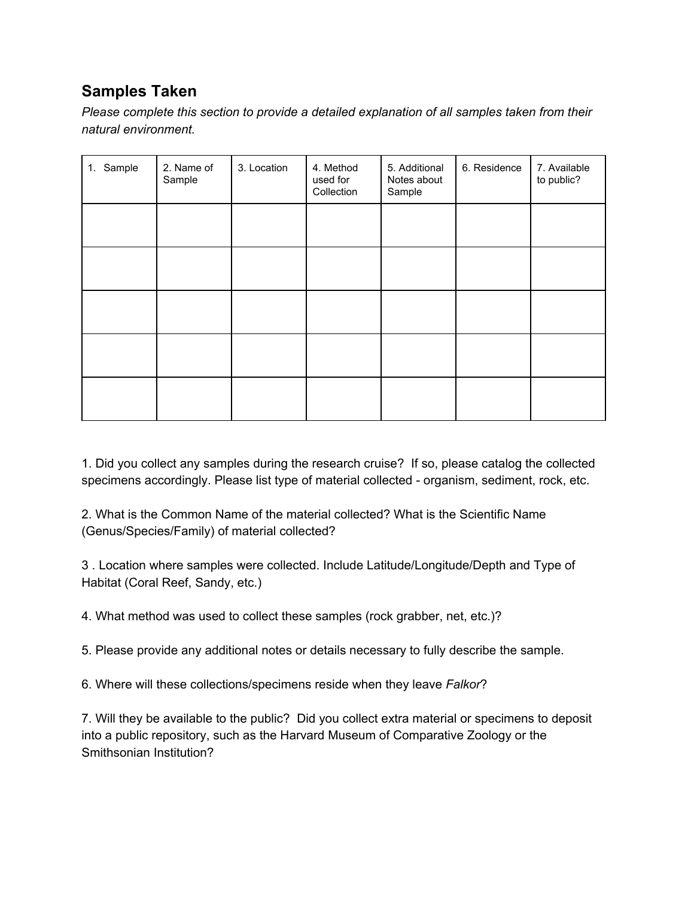## Samples Taken

*Please complete this section to provide a detailed explanation of all samples taken from their natural environment.*

| 1. Sample | 2. Name of Sample | 3. Location | 4. Method used for Collection | 5. Additional Notes about Sample | 6. Residence | 7. Available to public? |
|---|---|---|---|---|---|---|
| | | | | | | |
| | | | | | | |
| | | | | | | |
| | | | | | | |
| | | | | | | |

1. Did you collect any samples during the research cruise? If so, please catalog the collected specimens accordingly. Please list type of material collected - organism, sediment, rock, etc.

2. What is the Common Name of the material collected? What is the Scientific Name (Genus/Species/Family) of material collected?

3 . Location where samples were collected. Include Latitude/Longitude/Depth and Type of Habitat (Coral Reef, Sandy, etc.)

4. What method was used to collect these samples (rock grabber, net, etc.)?

5. Please provide any additional notes or details necessary to fully describe the sample.

6. Where will these collections/specimens reside when they leave *Falkor*?

7. Will they be available to the public? Did you collect extra material or specimens to deposit into a public repository, such as the Harvard Museum of Comparative Zoology or the Smithsonian Institution?